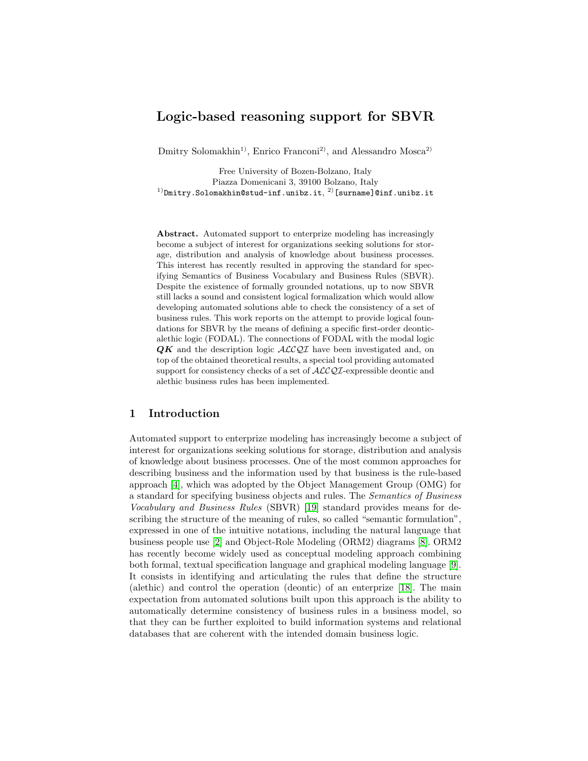# Logic-based reasoning support for SBVR

Dmitry Solomakhin[1)], Enrico Franconi[2)], and Alessandro Mosca[2)]

Free University of Bozen-Bolzano, Italy
Piazza Domenicani 3, 39100 Bolzano, Italy
[1)]Dmitry.Solomakhin@stud-inf.unibz.it, [2)][surname]@inf.unibz.it

**Abstract.** Automated support to enterprize modeling has increasingly become a subject of interest for organizations seeking solutions for storage, distribution and analysis of knowledge about business processes. This interest has recently resulted in approving the standard for specifying Semantics of Business Vocabulary and Business Rules (SBVR). Despite the existence of formally grounded notations, up to now SBVR still lacks a sound and consistent logical formalization which would allow developing automated solutions able to check the consistency of a set of business rules. This work reports on the attempt to provide logical foundations for SBVR by the means of defining a specific first-order deontic-alethic logic (FODAL). The connections of FODAL with the modal logic $\boldsymbol{QK}$ and the description logic $\mathcal{ALCQI}$ have been investigated and, on top of the obtained theoretical results, a special tool providing automated support for consistency checks of a set of $\mathcal{ALCQI}$-expressible deontic and alethic business rules has been implemented.

## 1 Introduction

Automated support to enterprize modeling has increasingly become a subject of interest for organizations seeking solutions for storage, distribution and analysis of knowledge about business processes. One of the most common approaches for describing business and the information used by that business is the rule-based approach [4], which was adopted by the Object Management Group (OMG) for a standard for specifying business objects and rules. The *Semantics of Business Vocabulary and Business Rules* (SBVR) [19] standard provides means for describing the structure of the meaning of rules, so called "semantic formulation", expressed in one of the intuitive notations, including the natural language that business people use [2] and Object-Role Modeling (ORM2) diagrams [8]. ORM2 has recently become widely used as conceptual modeling approach combining both formal, textual specification language and graphical modeling language [9]. It consists in identifying and articulating the rules that define the structure (alethic) and control the operation (deontic) of an enterprize [18]. The main expectation from automated solutions built upon this approach is the ability to automatically determine consistency of business rules in a business model, so that they can be further exploited to build information systems and relational databases that are coherent with the intended domain business logic.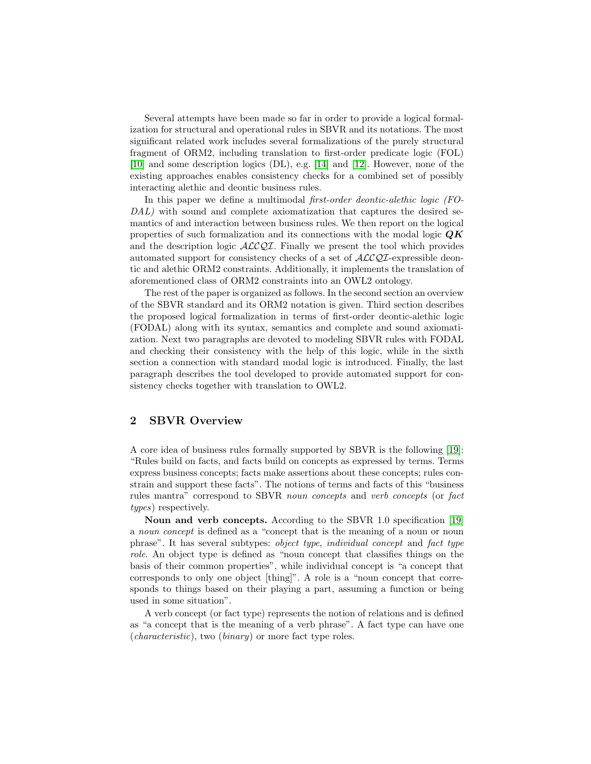Several attempts have been made so far in order to provide a logical formalization for structural and operational rules in SBVR and its notations. The most significant related work includes several formalizations of the purely structural fragment of ORM2, including translation to first-order predicate logic (FOL) [10] and some description logics (DL), e.g. [14] and [12]. However, none of the existing approaches enables consistency checks for a combined set of possibly interacting alethic and deontic business rules.

In this paper we define a multimodal *first-order deontic-alethic logic (FODAL)* with sound and complete axiomatization that captures the desired semantics of and interaction between business rules. We then report on the logical properties of such formalization and its connections with the modal logic $\boldsymbol{QK}$ and the description logic $\mathcal{ALCQI}$. Finally we present the tool which provides automated support for consistency checks of a set of $\mathcal{ALCQI}$-expressible deontic and alethic ORM2 constraints. Additionally, it implements the translation of aforementioned class of ORM2 constraints into an OWL2 ontology.

The rest of the paper is organized as follows. In the second section an overview of the SBVR standard and its ORM2 notation is given. Third section describes the proposed logical formalization in terms of first-order deontic-alethic logic (FODAL) along with its syntax, semantics and complete and sound axiomatization. Next two paragraphs are devoted to modeling SBVR rules with FODAL and checking their consistency with the help of this logic, while in the sixth section a connection with standard modal logic is introduced. Finally, the last paragraph describes the tool developed to provide automated support for consistency checks together with translation to OWL2.

## 2 SBVR Overview

A core idea of business rules formally supported by SBVR is the following [19]: "Rules build on facts, and facts build on concepts as expressed by terms. Terms express business concepts; facts make assertions about these concepts; rules constrain and support these facts". The notions of terms and facts of this "business rules mantra" correspond to SBVR *noun concepts* and *verb concepts* (or *fact types*) respectively.

**Noun and verb concepts.** According to the SBVR 1.0 specification [19] a *noun concept* is defined as a "concept that is the meaning of a noun or noun phrase". It has several subtypes: *object type*, *individual concept* and *fact type role*. An object type is defined as "noun concept that classifies things on the basis of their common properties", while individual concept is "a concept that corresponds to only one object [thing]". A role is a "noun concept that corresponds to things based on their playing a part, assuming a function or being used in some situation".

A verb concept (or fact type) represents the notion of relations and is defined as "a concept that is the meaning of a verb phrase". A fact type can have one (*characteristic*), two (*binary*) or more fact type roles.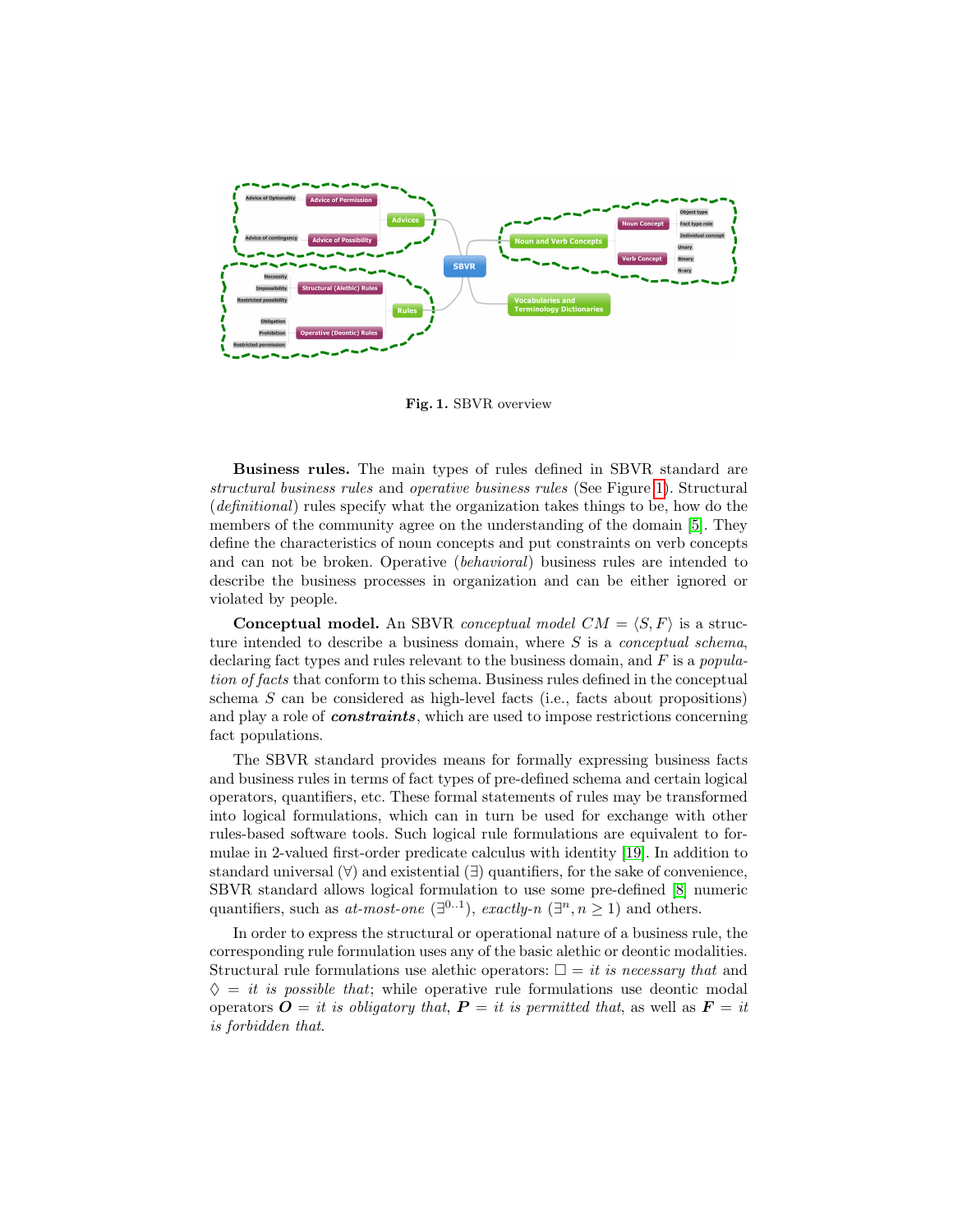Fig. 1. SBVR overview

**Business rules.** The main types of rules defined in SBVR standard are *structural business rules* and *operative business rules* (See Figure 1). Structural (*definitional*) rules specify what the organization takes things to be, how do the members of the community agree on the understanding of the domain [5]. They define the characteristics of noun concepts and put constraints on verb concepts and can not be broken. Operative (*behavioral*) business rules are intended to describe the business processes in organization and can be either ignored or violated by people.

**Conceptual model.** An SBVR *conceptual model* $CM = \langle S, F \rangle$ is a structure intended to describe a business domain, where $S$ is a *conceptual schema*, declaring fact types and rules relevant to the business domain, and $F$ is a *population of facts* that conform to this schema. Business rules defined in the conceptual schema $S$ can be considered as high-level facts (i.e., facts about propositions) and play a role of ***constraints***, which are used to impose restrictions concerning fact populations.

The SBVR standard provides means for formally expressing business facts and business rules in terms of fact types of pre-defined schema and certain logical operators, quantifiers, etc. These formal statements of rules may be transformed into logical formulations, which can in turn be used for exchange with other rules-based software tools. Such logical rule formulations are equivalent to formulae in 2-valued first-order predicate calculus with identity [19]. In addition to standard universal ($\forall$) and existential ($\exists$) quantifiers, for the sake of convenience, SBVR standard allows logical formulation to use some pre-defined [8] numeric quantifiers, such as *at-most-one* ($\exists^{0..1}$), *exactly-n* ($\exists^{n}, n \geq 1$) and others.

In order to express the structural or operational nature of a business rule, the corresponding rule formulation uses any of the basic alethic or deontic modalities. Structural rule formulations use alethic operators: $\Box$ = *it is necessary that* and $\Diamond$ = *it is possible that*; while operative rule formulations use deontic modal operators $\boldsymbol{O}$ = *it is obligatory that*, $\boldsymbol{P}$ = *it is permitted that*, as well as $\boldsymbol{F}$ = *it is forbidden that*.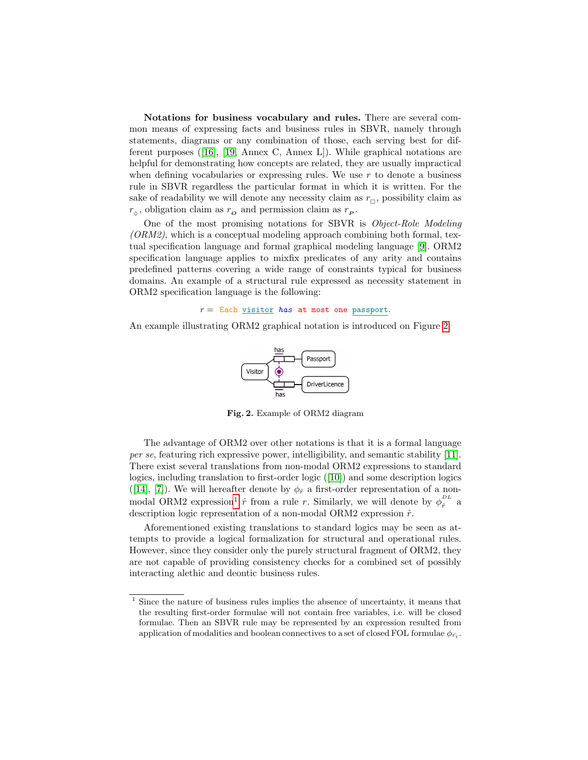**Notations for business vocabulary and rules.** There are several common means of expressing facts and business rules in SBVR, namely through statements, diagrams or any combination of those, each serving best for different purposes ([16], [19, Annex C, Annex L]). While graphical notations are helpful for demonstrating how concepts are related, they are usually impractical when defining vocabularies or expressing rules. We use $r$ to denote a business rule in SBVR regardless the particular format in which it is written. For the sake of readability we will denote any necessity claim as $r_{\Box}$, possibility claim as $r_{\Diamond}$, obligation claim as $r_{\boldsymbol{O}}$ and permission claim as $r_{\boldsymbol{P}}$.

One of the most promising notations for SBVR is *Object-Role Modeling (ORM2)*, which is a conceptual modeling approach combining both formal, textual specification language and formal graphical modeling language [9]. ORM2 specification language applies to mixfix predicates of any arity and contains predefined patterns covering a wide range of constraints typical for business domains. An example of a structural rule expressed as necessity statement in ORM2 specification language is the following:

$r =$ `Each visitor has at most one passport.`

An example illustrating ORM2 graphical notation is introduced on Figure 2.

**Fig. 2.** Example of ORM2 diagram

The advantage of ORM2 over other notations is that it is a formal language *per se*, featuring rich expressive power, intelligibility, and semantic stability [11]. There exist several translations from non-modal ORM2 expressions to standard logics, including translation to first-order logic ([10]) and some description logics ([14], [7]). We will hereafter denote by $\phi_{\hat{r}}$ a first-order representation of a non-modal ORM2 expression[1] $\hat{r}$ from a rule $r$. Similarly, we will denote by $\phi^{DL}_{\hat{r}}$ a description logic representation of a non-modal ORM2 expression $\hat{r}$.

Aforementioned existing translations to standard logics may be seen as attempts to provide a logical formalization for structural and operational rules. However, since they consider only the purely structural fragment of ORM2, they are not capable of providing consistency checks for a combined set of possibly interacting alethic and deontic business rules.

---

[1] Since the nature of business rules implies the absence of uncertainty, it means that the resulting first-order formulae will not contain free variables, i.e. will be closed formulae. Then an SBVR rule may be represented by an expression resulted from application of modalities and boolean connectives to a set of closed FOL formulae $\phi_{\hat{r}_i}$.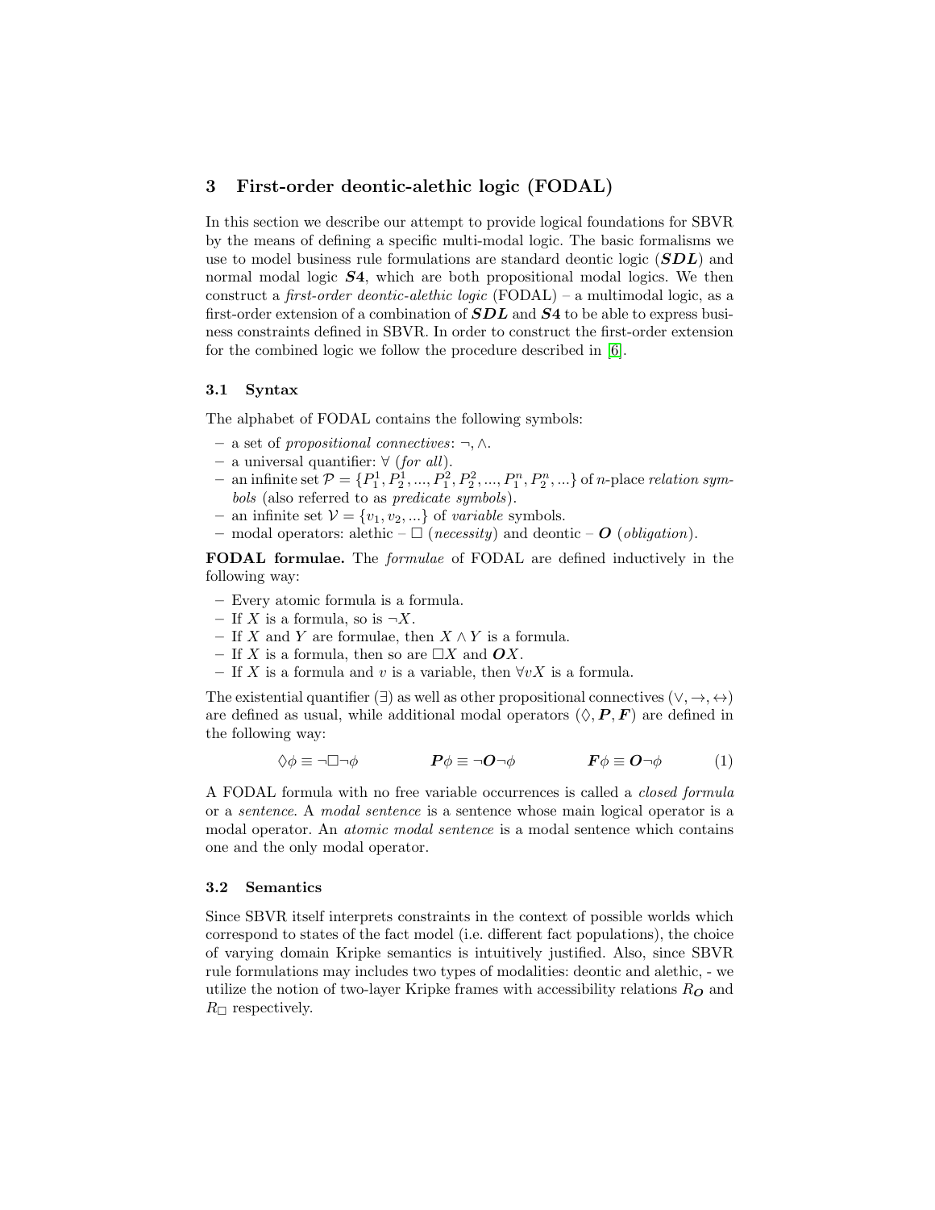## 3 First-order deontic-alethic logic (FODAL)

In this section we describe our attempt to provide logical foundations for SBVR by the means of defining a specific multi-modal logic. The basic formalisms we use to model business rule formulations are standard deontic logic (***SDL***) and normal modal logic ***S*4**, which are both propositional modal logics. We then construct a *first-order deontic-alethic logic* (FODAL) – a multimodal logic, as a first-order extension of a combination of ***SDL*** and ***S*4** to be able to express business constraints defined in SBVR. In order to construct the first-order extension for the combined logic we follow the procedure described in [6].

### 3.1 Syntax

The alphabet of FODAL contains the following symbols:

- a set of *propositional connectives*: $\neg, \wedge$.
- a universal quantifier: $\forall$ (*for all*).
- an infinite set $\mathcal{P} = \{P_1^1, P_2^1, ..., P_1^2, P_2^2, ..., P_1^n, P_2^n, ...\}$ of $n$-place *relation symbols* (also referred to as *predicate symbols*).
- an infinite set $\mathcal{V} = \{v_1, v_2, ...\}$ of *variable* symbols.
- modal operators: alethic – $\Box$ (*necessity*) and deontic – $\boldsymbol{O}$ (*obligation*).

**FODAL formulae.** The *formulae* of FODAL are defined inductively in the following way:

- Every atomic formula is a formula.
- If $X$ is a formula, so is $\neg X$.
- If $X$ and $Y$ are formulae, then $X \wedge Y$ is a formula.
- If $X$ is a formula, then so are $\Box X$ and $\boldsymbol{O}X$.
- If $X$ is a formula and $v$ is a variable, then $\forall v X$ is a formula.

The existential quantifier ($\exists$) as well as other propositional connectives ($\vee, \rightarrow, \leftrightarrow$) are defined as usual, while additional modal operators ($\Diamond, \boldsymbol{P}, \boldsymbol{F}$) are defined in the following way:

$$\Diamond\phi \equiv \neg\Box\neg\phi \qquad \boldsymbol{P}\phi \equiv \neg\boldsymbol{O}\neg\phi \qquad \boldsymbol{F}\phi \equiv \boldsymbol{O}\neg\phi \tag{1}$$

A FODAL formula with no free variable occurrences is called a *closed formula* or a *sentence*. A *modal sentence* is a sentence whose main logical operator is a modal operator. An *atomic modal sentence* is a modal sentence which contains one and the only modal operator.

### 3.2 Semantics

Since SBVR itself interprets constraints in the context of possible worlds which correspond to states of the fact model (i.e. different fact populations), the choice of varying domain Kripke semantics is intuitively justified. Also, since SBVR rule formulations may includes two types of modalities: deontic and alethic, - we utilize the notion of two-layer Kripke frames with accessibility relations $R_{\boldsymbol{O}}$ and $R_{\Box}$ respectively.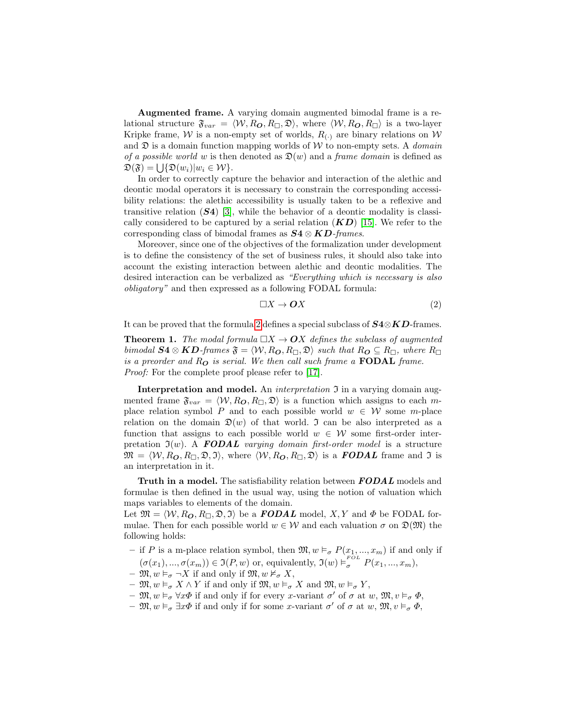**Augmented frame.** A varying domain augmented bimodal frame is a relational structure $\mathfrak{F}_{var} = \langle \mathcal{W}, R_{\boldsymbol{O}}, R_{\Box}, \mathfrak{D} \rangle$, where $\langle \mathcal{W}, R_{\boldsymbol{O}}, R_{\Box} \rangle$ is a two-layer Kripke frame, $\mathcal{W}$ is a non-empty set of worlds, $R_{(\cdot)}$ are binary relations on $\mathcal{W}$ and $\mathfrak{D}$ is a domain function mapping worlds of $\mathcal{W}$ to non-empty sets. A *domain of a possible world* $w$ is then denoted as $\mathfrak{D}(w)$ and a *frame domain* is defined as $\mathfrak{D}(\mathfrak{F}) = \bigcup \{\mathfrak{D}(w_i) | w_i \in \mathcal{W}\}$.

In order to correctly capture the behavior and interaction of the alethic and deontic modal operators it is necessary to constrain the corresponding accessibility relations: the alethic accessibility is usually taken to be a reflexive and transitive relation (***S4***) [3], while the behavior of a deontic modality is classically considered to be captured by a serial relation (***KD***) [15]. We refer to the corresponding class of bimodal frames as *$\boldsymbol{S4} \otimes \boldsymbol{KD}$-frames*.

Moreover, since one of the objectives of the formalization under development is to define the consistency of the set of business rules, it should also take into account the existing interaction between alethic and deontic modalities. The desired interaction can be verbalized as *"Everything which is necessary is also obligatory"* and then expressed as a following FODAL formula:

$$\Box X \rightarrow \boldsymbol{O}X \tag{2}$$

It can be proved that the formula 2 defines a special subclass of $\boldsymbol{S4} \otimes \boldsymbol{KD}$-frames.

**Theorem 1.** *The modal formula $\Box X \rightarrow \boldsymbol{O}X$ defines the subclass of augmented bimodal $\boldsymbol{S4} \otimes \boldsymbol{KD}$-frames $\mathfrak{F} = \langle \mathcal{W}, R_{\boldsymbol{O}}, R_{\Box}, \mathfrak{D} \rangle$ such that $R_{\boldsymbol{O}} \subseteq R_{\Box}$, where $R_{\Box}$ is a preorder and $R_{\boldsymbol{O}}$ is serial. We then call such frame a* **FODAL** *frame.*
*Proof:* For the complete proof please refer to [17].

**Interpretation and model.** An *interpretation* $\mathfrak{I}$ in a varying domain augmented frame $\mathfrak{F}_{var} = \langle \mathcal{W}, R_{\boldsymbol{O}}, R_{\Box}, \mathfrak{D} \rangle$ is a function which assigns to each $m$-place relation symbol $P$ and to each possible world $w \in \mathcal{W}$ some $m$-place relation on the domain $\mathfrak{D}(w)$ of that world. $\mathfrak{I}$ can be also interpreted as a function that assigns to each possible world $w \in \mathcal{W}$ some first-order interpretation $\mathfrak{I}(w)$. A ***FODAL*** *varying domain first-order model* is a structure $\mathfrak{M} = \langle \mathcal{W}, R_{\boldsymbol{O}}, R_{\Box}, \mathfrak{D}, \mathfrak{I} \rangle$, where $\langle \mathcal{W}, R_{\boldsymbol{O}}, R_{\Box}, \mathfrak{D} \rangle$ is a ***FODAL*** frame and $\mathfrak{I}$ is an interpretation in it.

**Truth in a model.** The satisfiability relation between ***FODAL*** models and formulae is then defined in the usual way, using the notion of valuation which maps variables to elements of the domain.
Let $\mathfrak{M} = \langle \mathcal{W}, R_{\boldsymbol{O}}, R_{\Box}, \mathfrak{D}, \mathfrak{I} \rangle$ be a ***FODAL*** model, $X, Y$ and $\Phi$ be FODAL formulae. Then for each possible world $w \in \mathcal{W}$ and each valuation $\sigma$ on $\mathfrak{D}(\mathfrak{M})$ the following holds:

- if $P$ is a m-place relation symbol, then $\mathfrak{M}, w \vDash_{\sigma} P(x_1, ..., x_m)$ if and only if $(\sigma(x_1), ..., \sigma(x_m)) \in \mathfrak{I}(P, w)$ or, equivalently, $\mathfrak{I}(w) \vDash_{\sigma}^{FOL} P(x_1, ..., x_m)$,
- $\mathfrak{M}, w \vDash_{\sigma} \neg X$ if and only if $\mathfrak{M}, w \nvDash_{\sigma} X$,
- $\mathfrak{M}, w \vDash_{\sigma} X \wedge Y$ if and only if $\mathfrak{M}, w \vDash_{\sigma} X$ and $\mathfrak{M}, w \vDash_{\sigma} Y$,
- $\mathfrak{M}, w \vDash_{\sigma} \forall x \Phi$ if and only if for every $x$-variant $\sigma'$ of $\sigma$ at $w$, $\mathfrak{M}, v \vDash_{\sigma} \Phi$,
- $\mathfrak{M}, w \vDash_{\sigma} \exists x \Phi$ if and only if for some $x$-variant $\sigma'$ of $\sigma$ at $w$, $\mathfrak{M}, v \vDash_{\sigma} \Phi$,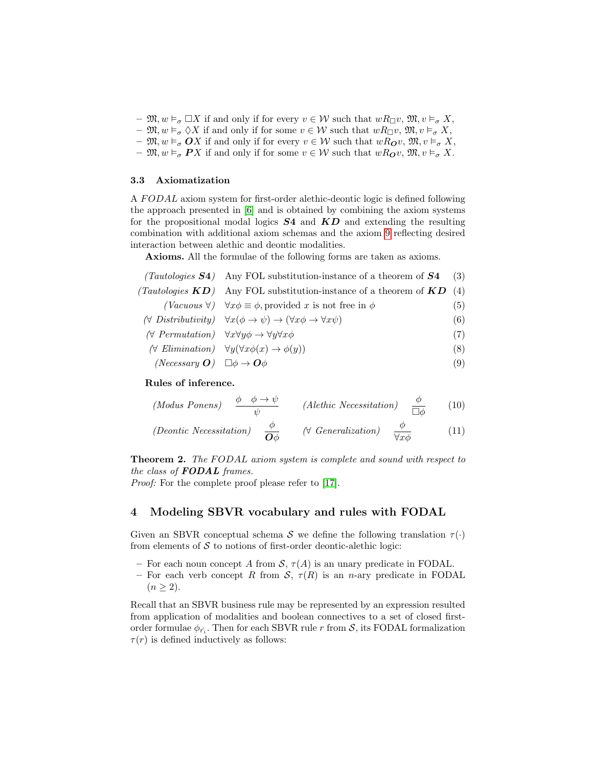- $\mathfrak{M}, w \vDash_\sigma \Box X$ if and only if for every $v \in \mathcal{W}$ such that $wR_\Box v$, $\mathfrak{M}, v \vDash_\sigma X$,
- $\mathfrak{M}, w \vDash_\sigma \Diamond X$ if and only if for some $v \in \mathcal{W}$ such that $wR_\Box v$, $\mathfrak{M}, v \vDash_\sigma X$,
- $\mathfrak{M}, w \vDash_\sigma \boldsymbol{O}X$ if and only if for every $v \in \mathcal{W}$ such that $wR_{\boldsymbol{O}}v$, $\mathfrak{M}, v \vDash_\sigma X$,
- $\mathfrak{M}, w \vDash_\sigma \boldsymbol{P}X$ if and only if for some $v \in \mathcal{W}$ such that $wR_{\boldsymbol{O}}v$, $\mathfrak{M}, v \vDash_\sigma X$.

### 3.3 Axiomatization

A *FODAL* axiom system for first-order alethic-deontic logic is defined following the approach presented in [6] and is obtained by combining the axiom systems for the propositional modal logics ***S4*** and ***KD*** and extending the resulting combination with additional axiom schemas and the axiom 9 reflecting desired interaction between alethic and deontic modalities.

**Axioms.** All the formulae of the following forms are taken as axioms.

$$\textit{(Tautologies } \boldsymbol{S4}\textit{)} \quad \text{Any FOL substitution-instance of a theorem of } \boldsymbol{S4} \tag{3}$$

$$\textit{(Tautologies } \boldsymbol{KD}\textit{)} \quad \text{Any FOL substitution-instance of a theorem of } \boldsymbol{KD} \tag{4}$$

$$\textit{(Vacuous } \forall\textit{)} \quad \forall x\phi \equiv \phi, \text{provided } x \text{ is not free in } \phi \tag{5}$$

$$\textit{(}\forall \textit{ Distributivity)} \quad \forall x(\phi \rightarrow \psi) \rightarrow (\forall x\phi \rightarrow \forall x\psi) \tag{6}$$

$$\textit{(}\forall \textit{ Permutation)} \quad \forall x\forall y\phi \rightarrow \forall y\forall x\phi \tag{7}$$

$$\textit{(}\forall \textit{ Elimination)} \quad \forall y(\forall x\phi(x) \rightarrow \phi(y)) \tag{8}$$

$$\textit{(Necessary } \boldsymbol{O}\textit{)} \quad \Box\phi \rightarrow \boldsymbol{O}\phi \tag{9}$$

**Rules of inference.**

$$\textit{(Modus Ponens)} \quad \frac{\phi \quad \phi \rightarrow \psi}{\psi} \qquad \textit{(Alethic Necessitation)} \quad \frac{\phi}{\Box\phi} \tag{10}$$

$$\textit{(Deontic Necessitation)} \quad \frac{\phi}{\boldsymbol{O}\phi} \qquad \textit{(}\forall \textit{ Generalization)} \quad \frac{\phi}{\forall x\phi} \tag{11}$$

**Theorem 2.** *The FODAL axiom system is complete and sound with respect to the class of* ***FODAL*** *frames.*
*Proof:* For the complete proof please refer to [17].

## 4 Modeling SBVR vocabulary and rules with FODAL

Given an SBVR conceptual schema $\mathcal{S}$ we define the following translation $\tau(\cdot)$ from elements of $\mathcal{S}$ to notions of first-order deontic-alethic logic:

- For each noun concept $A$ from $\mathcal{S}$, $\tau(A)$ is an unary predicate in FODAL.
- For each verb concept $R$ from $\mathcal{S}$, $\tau(R)$ is an $n$-ary predicate in FODAL ($n \geq 2$).

Recall that an SBVR business rule may be represented by an expression resulted from application of modalities and boolean connectives to a set of closed first-order formulae $\phi_{\hat{r_i}}$. Then for each SBVR rule $r$ from $\mathcal{S}$, its FODAL formalization $\tau(r)$ is defined inductively as follows: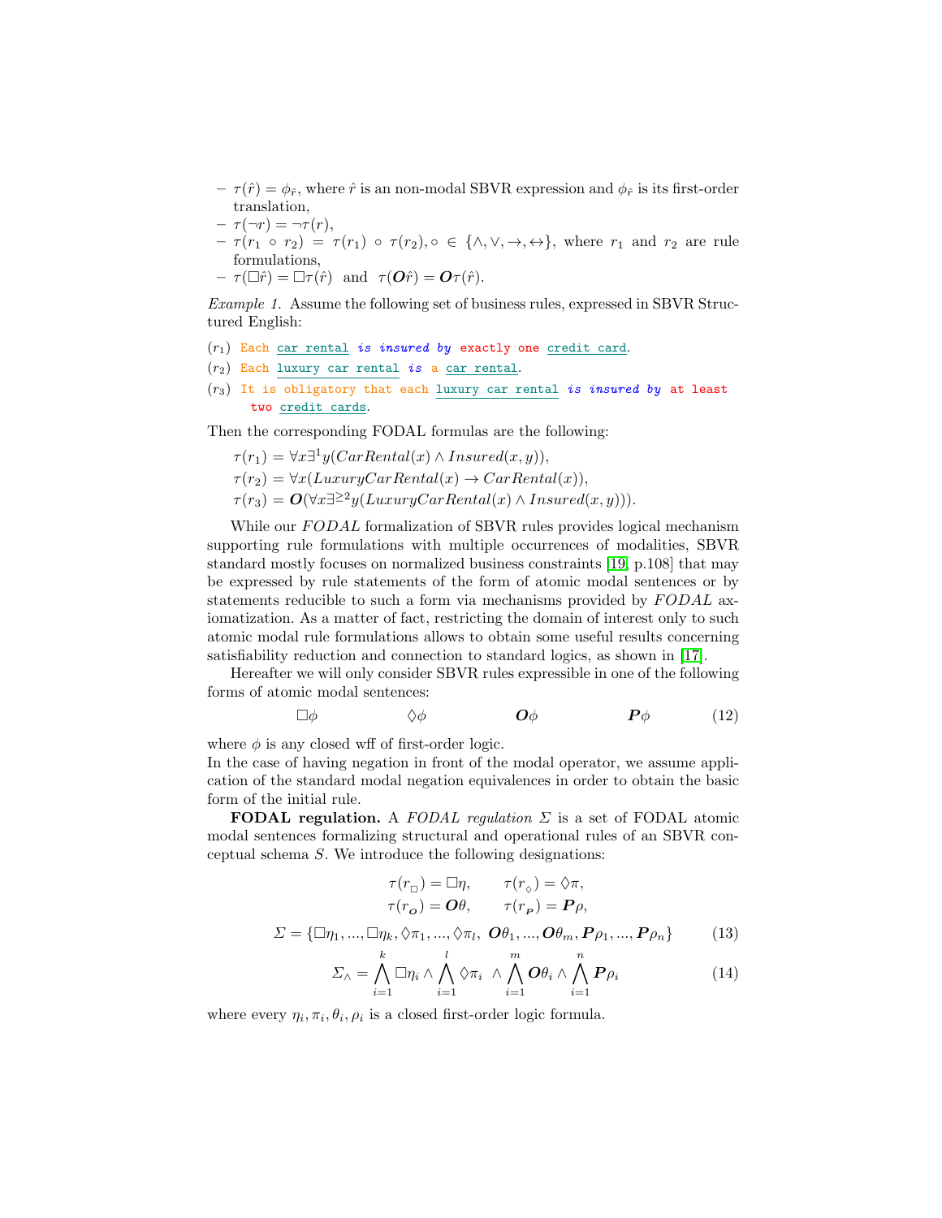- $\tau(\hat{r}) = \phi_{\hat{r}}$, where $\hat{r}$ is an non-modal SBVR expression and $\phi_{\hat{r}}$ is its first-order translation,
- $\tau(\neg r) = \neg\tau(r)$,
- $\tau(r_1 \circ r_2) = \tau(r_1) \circ \tau(r_2), \circ \in \{\wedge, \vee, \rightarrow, \leftrightarrow\}$, where $r_1$ and $r_2$ are rule formulations,
- $\tau(\Box\hat{r}) = \Box\tau(\hat{r})$ and $\tau(\boldsymbol{O}\hat{r}) = \boldsymbol{O}\tau(\hat{r})$.

*Example 1.* Assume the following set of business rules, expressed in SBVR Structured English:

($r_1$) `Each car rental is insured by exactly one credit card.`

($r_2$) `Each luxury car rental is a car rental.`

($r_3$) `It is obligatory that each luxury car rental is insured by at least two credit cards.`

Then the corresponding FODAL formulas are the following:

$\tau(r_1) = \forall x \exists^1 y(CarRental(x) \wedge Insured(x, y))$,
$\tau(r_2) = \forall x(LuxuryCarRental(x) \rightarrow CarRental(x))$,
$\tau(r_3) = \boldsymbol{O}(\forall x \exists^{\geq 2} y(LuxuryCarRental(x) \wedge Insured(x, y)))$.

While our *FODAL* formalization of SBVR rules provides logical mechanism supporting rule formulations with multiple occurrences of modalities, SBVR standard mostly focuses on normalized business constraints [19, p.108] that may be expressed by rule statements of the form of atomic modal sentences or by statements reducible to such a form via mechanisms provided by *FODAL* axiomatization. As a matter of fact, restricting the domain of interest only to such atomic modal rule formulations allows to obtain some useful results concerning satisfiability reduction and connection to standard logics, as shown in [17].

Hereafter we will only consider SBVR rules expressible in one of the following forms of atomic modal sentences:

$$\Box\phi \qquad\qquad \Diamond\phi \qquad\qquad \boldsymbol{O}\phi \qquad\qquad \boldsymbol{P}\phi \tag{12}$$

where $\phi$ is any closed wff of first-order logic.
In the case of having negation in front of the modal operator, we assume application of the standard modal negation equivalences in order to obtain the basic form of the initial rule.

**FODAL regulation.** A *FODAL regulation* $\Sigma$ is a set of FODAL atomic modal sentences formalizing structural and operational rules of an SBVR conceptual schema $S$. We introduce the following designations:

$$\tau(r_{\Box}) = \Box\eta, \qquad \tau(r_{\Diamond}) = \Diamond\pi,$$
$$\tau(r_{\boldsymbol{O}}) = \boldsymbol{O}\theta, \qquad \tau(r_{\boldsymbol{P}}) = \boldsymbol{P}\rho,$$

$$\Sigma = \{\Box\eta_1, ..., \Box\eta_k, \Diamond\pi_1, ..., \Diamond\pi_l, \ \boldsymbol{O}\theta_1, ..., \boldsymbol{O}\theta_m, \boldsymbol{P}\rho_1, ..., \boldsymbol{P}\rho_n\} \tag{13}$$

$$\Sigma_{\wedge} = \bigwedge_{i=1}^{k} \Box\eta_i \wedge \bigwedge_{i=1}^{l} \Diamond\pi_i \ \wedge \bigwedge_{i=1}^{m} \boldsymbol{O}\theta_i \wedge \bigwedge_{i=1}^{n} \boldsymbol{P}\rho_i \tag{14}$$

where every $\eta_i, \pi_i, \theta_i, \rho_i$ is a closed first-order logic formula.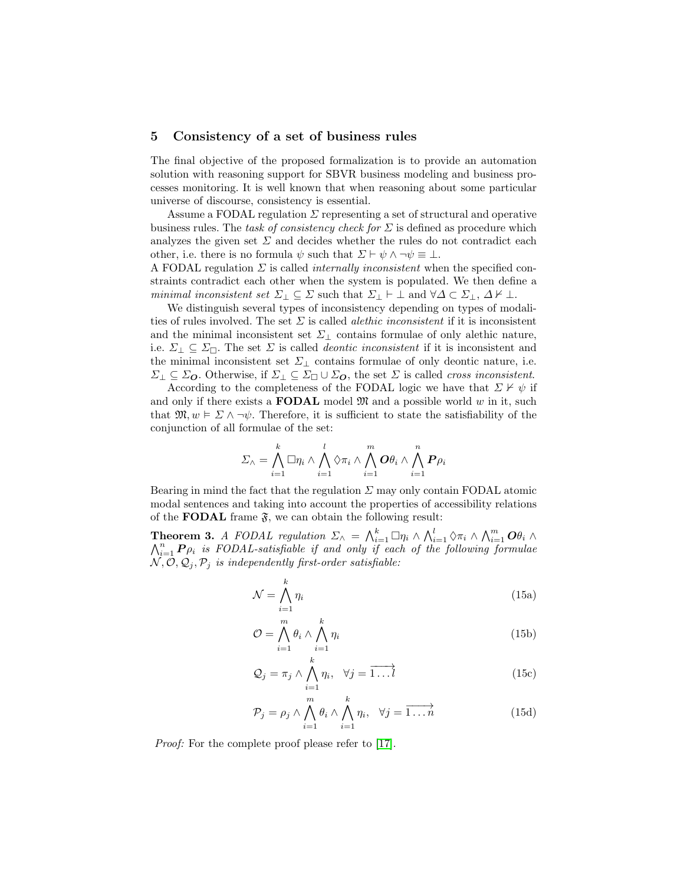## 5 Consistency of a set of business rules

The final objective of the proposed formalization is to provide an automation solution with reasoning support for SBVR business modeling and business processes monitoring. It is well known that when reasoning about some particular universe of discourse, consistency is essential.

Assume a FODAL regulation $\Sigma$ representing a set of structural and operative business rules. The *task of consistency check for* $\Sigma$ is defined as procedure which analyzes the given set $\Sigma$ and decides whether the rules do not contradict each other, i.e. there is no formula $\psi$ such that $\Sigma \vdash \psi \wedge \neg\psi \equiv \bot$.
A FODAL regulation $\Sigma$ is called *internally inconsistent* when the specified constraints contradict each other when the system is populated. We then define a *minimal inconsistent set* $\Sigma_\bot \subseteq \Sigma$ such that $\Sigma_\bot \vdash \bot$ and $\forall \Delta \subset \Sigma_\bot$, $\Delta \nvdash \bot$.

We distinguish several types of inconsistency depending on types of modalities of rules involved. The set $\Sigma$ is called *alethic inconsistent* if it is inconsistent and the minimal inconsistent set $\Sigma_\bot$ contains formulae of only alethic nature, i.e. $\Sigma_\bot \subseteq \Sigma_\Box$. The set $\Sigma$ is called *deontic inconsistent* if it is inconsistent and the minimal inconsistent set $\Sigma_\bot$ contains formulae of only deontic nature, i.e. $\Sigma_\bot \subseteq \Sigma_{\boldsymbol{O}}$. Otherwise, if $\Sigma_\bot \subseteq \Sigma_\Box \cup \Sigma_{\boldsymbol{O}}$, the set $\Sigma$ is called *cross inconsistent*.

According to the completeness of the FODAL logic we have that $\Sigma \nvdash \psi$ if and only if there exists a **FODAL** model $\mathfrak{M}$ and a possible world $w$ in it, such that $\mathfrak{M}, w \vDash \Sigma \wedge \neg\psi$. Therefore, it is sufficient to state the satisfiability of the conjunction of all formulae of the set:

$$\Sigma_\wedge = \bigwedge_{i=1}^{k} \Box\eta_i \wedge \bigwedge_{i=1}^{l} \Diamond\pi_i \wedge \bigwedge_{i=1}^{m} \boldsymbol{O}\theta_i \wedge \bigwedge_{i=1}^{n} \boldsymbol{P}\rho_i$$

Bearing in mind the fact that the regulation $\Sigma$ may only contain FODAL atomic modal sentences and taking into account the properties of accessibility relations of the **FODAL** frame $\mathfrak{F}$, we can obtain the following result:

**Theorem 3.** *A FODAL regulation* $\Sigma_\wedge = \bigwedge_{i=1}^{k} \Box\eta_i \wedge \bigwedge_{i=1}^{l} \Diamond\pi_i \wedge \bigwedge_{i=1}^{m} \boldsymbol{O}\theta_i \wedge \bigwedge_{i=1}^{n} \boldsymbol{P}\rho_i$ *is FODAL-satisfiable if and only if each of the following formulae* $\mathcal{N}, \mathcal{O}, \mathcal{Q}_j, \mathcal{P}_j$ *is independently first-order satisfiable:*

$$\mathcal{N} = \bigwedge_{i=1}^{k} \eta_i \tag{15a}$$

$$\mathcal{O} = \bigwedge_{i=1}^{m} \theta_i \wedge \bigwedge_{i=1}^{k} \eta_i \tag{15b}$$

$$\mathcal{Q}_j = \pi_j \wedge \bigwedge_{i=1}^{k} \eta_i, \quad \forall j = \overrightarrow{1 \ldots l} \tag{15c}$$

$$\mathcal{P}_j = \rho_j \wedge \bigwedge_{i=1}^{m} \theta_i \wedge \bigwedge_{i=1}^{k} \eta_i, \quad \forall j = \overrightarrow{1 \ldots n} \tag{15d}$$

*Proof:* For the complete proof please refer to [17].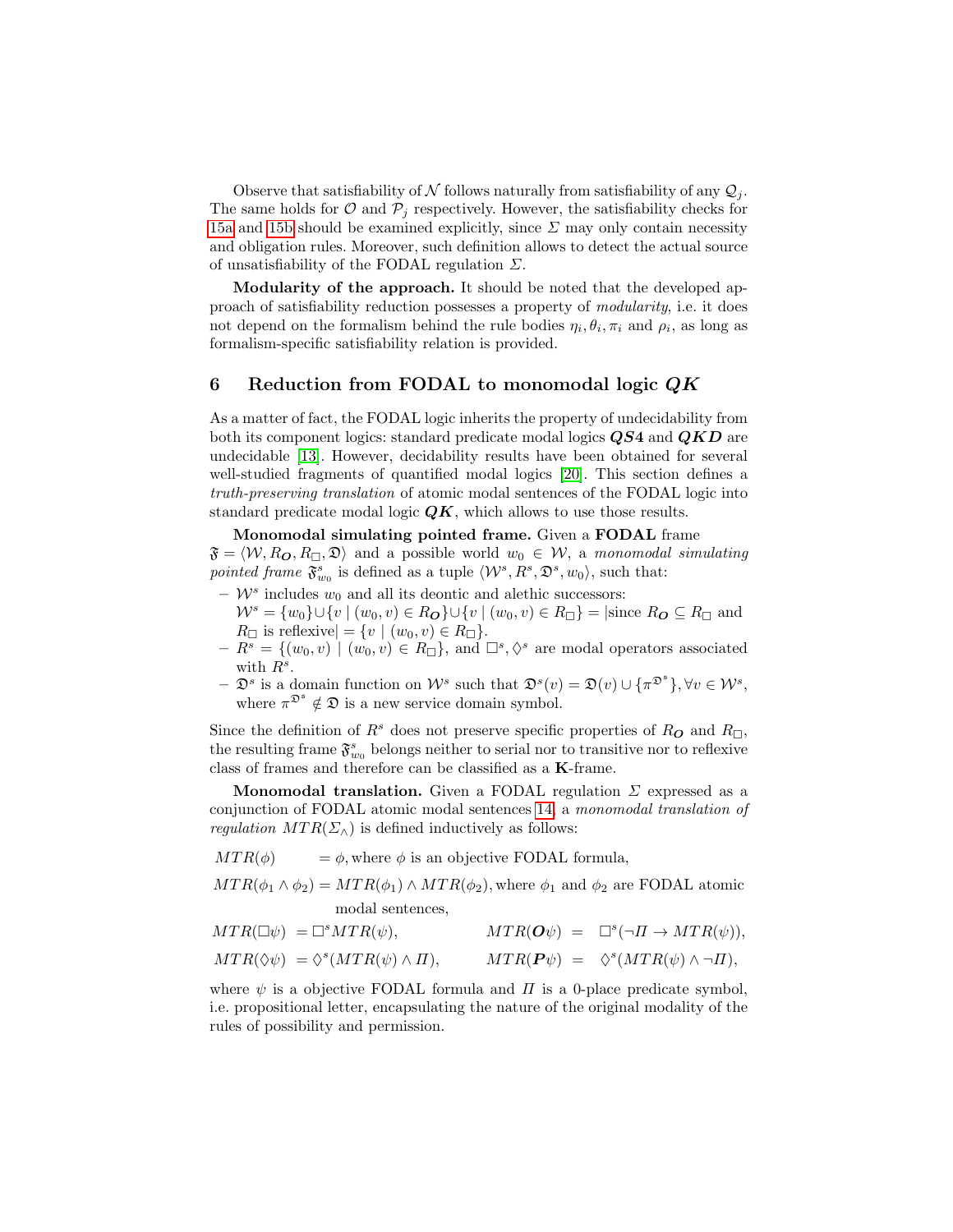Observe that satisfiability of $\mathcal{N}$ follows naturally from satisfiability of any $\mathcal{Q}_j$. The same holds for $\mathcal{O}$ and $\mathcal{P}_j$ respectively. However, the satisfiability checks for 15a and 15b should be examined explicitly, since $\Sigma$ may only contain necessity and obligation rules. Moreover, such definition allows to detect the actual source of unsatisfiability of the FODAL regulation $\Sigma$.

**Modularity of the approach.** It should be noted that the developed approach of satisfiability reduction possesses a property of *modularity*, i.e. it does not depend on the formalism behind the rule bodies $\eta_i, \theta_i, \pi_i$ and $\rho_i$, as long as formalism-specific satisfiability relation is provided.

## 6 Reduction from FODAL to monomodal logic $\boldsymbol{QK}$

As a matter of fact, the FODAL logic inherits the property of undecidability from both its component logics: standard predicate modal logics $\boldsymbol{QS4}$ and $\boldsymbol{QKD}$ are undecidable [13]. However, decidability results have been obtained for several well-studied fragments of quantified modal logics [20]. This section defines a *truth-preserving translation* of atomic modal sentences of the FODAL logic into standard predicate modal logic $\boldsymbol{QK}$, which allows to use those results.

**Monomodal simulating pointed frame.** Given a **FODAL** frame $\mathfrak{F} = \langle \mathcal{W}, R_{\boldsymbol{O}}, R_{\Box}, \mathfrak{D} \rangle$ and a possible world $w_0 \in \mathcal{W}$, a *monomodal simulating pointed frame* $\mathfrak{F}^s_{w_0}$ is defined as a tuple $\langle \mathcal{W}^s, R^s, \mathfrak{D}^s, w_0 \rangle$, such that:

- $\mathcal{W}^s$ includes $w_0$ and all its deontic and alethic successors: $\mathcal{W}^s = \{w_0\} \cup \{v \mid (w_0, v) \in R_{\boldsymbol{O}}\} \cup \{v \mid (w_0, v) \in R_{\Box}\} = |\text{since } R_{\boldsymbol{O}} \subseteq R_{\Box} \text{ and } R_{\Box} \text{ is reflexive}| = \{v \mid (w_0, v) \in R_{\Box}\}$.
- $R^s = \{(w_0, v) \mid (w_0, v) \in R_{\Box}\}$, and $\Box^s, \Diamond^s$ are modal operators associated with $R^s$.
- $\mathfrak{D}^s$ is a domain function on $\mathcal{W}^s$ such that $\mathfrak{D}^s(v) = \mathfrak{D}(v) \cup \{\pi^{\mathfrak{D}^s}\}, \forall v \in \mathcal{W}^s$, where $\pi^{\mathfrak{D}^s} \notin \mathfrak{D}$ is a new service domain symbol.

Since the definition of $R^s$ does not preserve specific properties of $R_{\boldsymbol{O}}$ and $R_{\Box}$, the resulting frame $\mathfrak{F}^s_{w_0}$ belongs neither to serial nor to transitive nor to reflexive class of frames and therefore can be classified as a **K**-frame.

**Monomodal translation.** Given a FODAL regulation $\Sigma$ expressed as a conjunction of FODAL atomic modal sentences 14, a *monomodal translation of regulation* $MTR(\Sigma_\wedge)$ is defined inductively as follows:

$MTR(\phi) = \phi$, where $\phi$ is an objective FODAL formula,

$MTR(\phi_1 \wedge \phi_2) = MTR(\phi_1) \wedge MTR(\phi_2)$, where $\phi_1$ and $\phi_2$ are FODAL atomic modal sentences,

$$MTR(\Box\psi) = \Box^s MTR(\psi), \qquad MTR(\boldsymbol{O}\psi) = \Box^s(\neg\Pi \rightarrow MTR(\psi)),$$

$$MTR(\Diamond\psi) = \Diamond^s(MTR(\psi) \wedge \Pi), \qquad MTR(\boldsymbol{P}\psi) = \Diamond^s(MTR(\psi) \wedge \neg\Pi),$$

where $\psi$ is a objective FODAL formula and $\Pi$ is a 0-place predicate symbol, i.e. propositional letter, encapsulating the nature of the original modality of the rules of possibility and permission.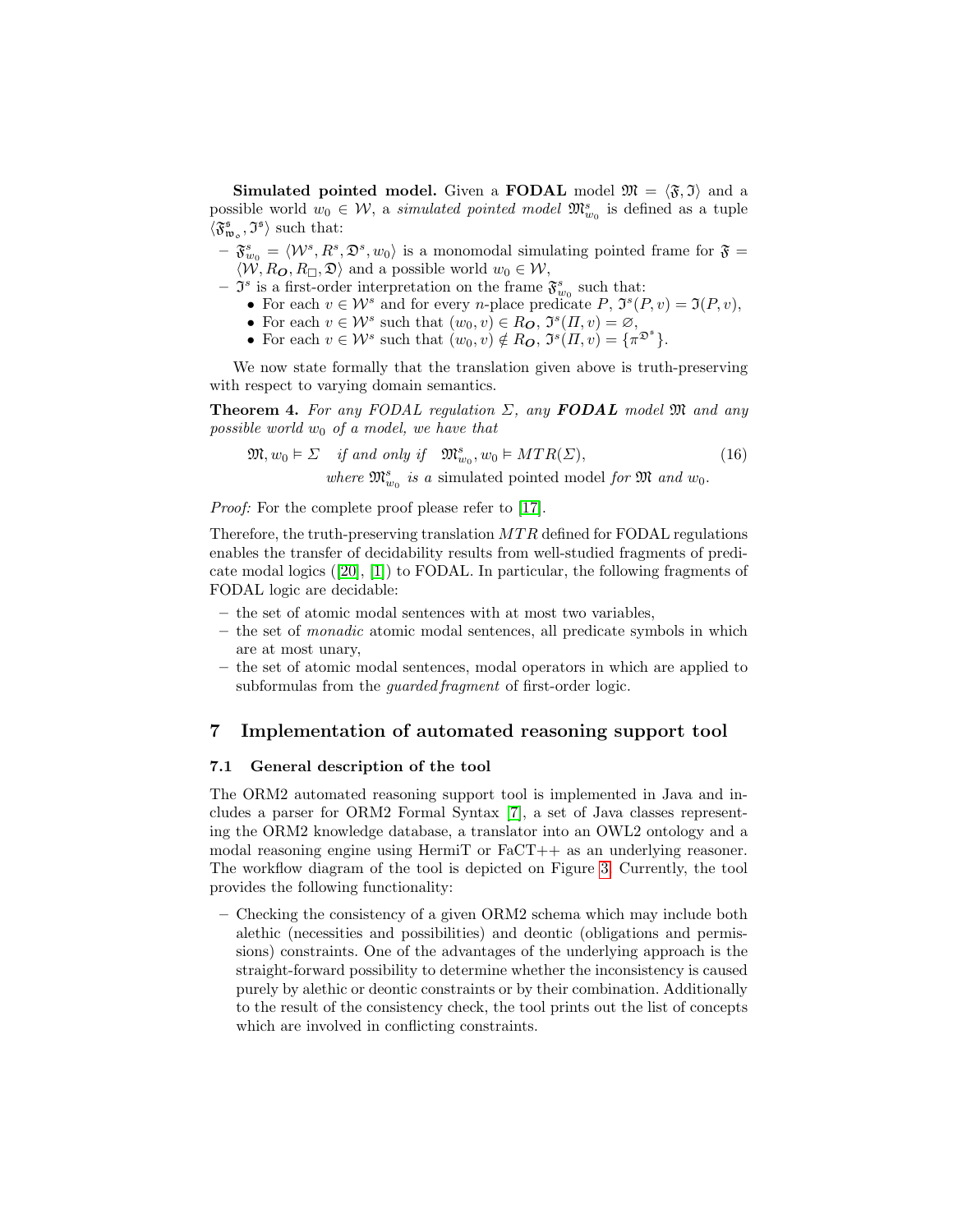**Simulated pointed model.** Given a **FODAL** model $\mathfrak{M} = \langle \mathfrak{F}, \mathfrak{I} \rangle$ and a possible world $w_0 \in \mathcal{W}$, a *simulated pointed model* $\mathfrak{M}^s_{w_0}$ is defined as a tuple $\langle \mathfrak{F}^{\mathfrak{s}}_{\mathfrak{w}_{\circ}}, \mathfrak{I}^{\mathfrak{s}} \rangle$ such that:

- $\mathfrak{F}^s_{w_0} = \langle \mathcal{W}^s, R^s, \mathfrak{D}^s, w_0 \rangle$ is a monomodal simulating pointed frame for $\mathfrak{F} = \langle \mathcal{W}, R_{\boldsymbol{O}}, R_{\Box}, \mathfrak{D} \rangle$ and a possible world $w_0 \in \mathcal{W}$,
- $\mathfrak{I}^s$ is a first-order interpretation on the frame $\mathfrak{F}^s_{w_0}$ such that:
  - For each $v \in \mathcal{W}^s$ and for every $n$-place predicate $P$, $\mathfrak{I}^s(P, v) = \mathfrak{I}(P, v)$,
  - For each $v \in \mathcal{W}^s$ such that $(w_0, v) \in R_{\boldsymbol{O}}$, $\mathfrak{I}^s(\Pi, v) = \varnothing$,
  - For each $v \in \mathcal{W}^s$ such that $(w_0, v) \notin R_{\boldsymbol{O}}$, $\mathfrak{I}^s(\Pi, v) = \{\pi^{\mathfrak{D}^s}\}$.

We now state formally that the translation given above is truth-preserving with respect to varying domain semantics.

**Theorem 4.** *For any FODAL regulation $\Sigma$, any* ***FODAL*** *model $\mathfrak{M}$ and any possible world $w_0$ of a model, we have that*

$$\mathfrak{M}, w_0 \vDash \Sigma \quad \textit{if and only if} \quad \mathfrak{M}^s_{w_0}, w_0 \vDash MTR(\Sigma), \tag{16}$$
$$\textit{where } \mathfrak{M}^s_{w_0} \textit{ is a } \text{simulated pointed model} \textit{ for } \mathfrak{M} \textit{ and } w_0.$$

*Proof:* For the complete proof please refer to [17].

Therefore, the truth-preserving translation $MTR$ defined for FODAL regulations enables the transfer of decidability results from well-studied fragments of predicate modal logics ([20], [1]) to FODAL. In particular, the following fragments of FODAL logic are decidable:

- the set of atomic modal sentences with at most two variables,
- the set of *monadic* atomic modal sentences, all predicate symbols in which are at most unary,
- the set of atomic modal sentences, modal operators in which are applied to subformulas from the *guarded fragment* of first-order logic.

## 7 Implementation of automated reasoning support tool

### 7.1 General description of the tool

The ORM2 automated reasoning support tool is implemented in Java and includes a parser for ORM2 Formal Syntax [7], a set of Java classes representing the ORM2 knowledge database, a translator into an OWL2 ontology and a modal reasoning engine using HermiT or FaCT++ as an underlying reasoner. The workflow diagram of the tool is depicted on Figure 3. Currently, the tool provides the following functionality:

- Checking the consistency of a given ORM2 schema which may include both alethic (necessities and possibilities) and deontic (obligations and permissions) constraints. One of the advantages of the underlying approach is the straight-forward possibility to determine whether the inconsistency is caused purely by alethic or deontic constraints or by their combination. Additionally to the result of the consistency check, the tool prints out the list of concepts which are involved in conflicting constraints.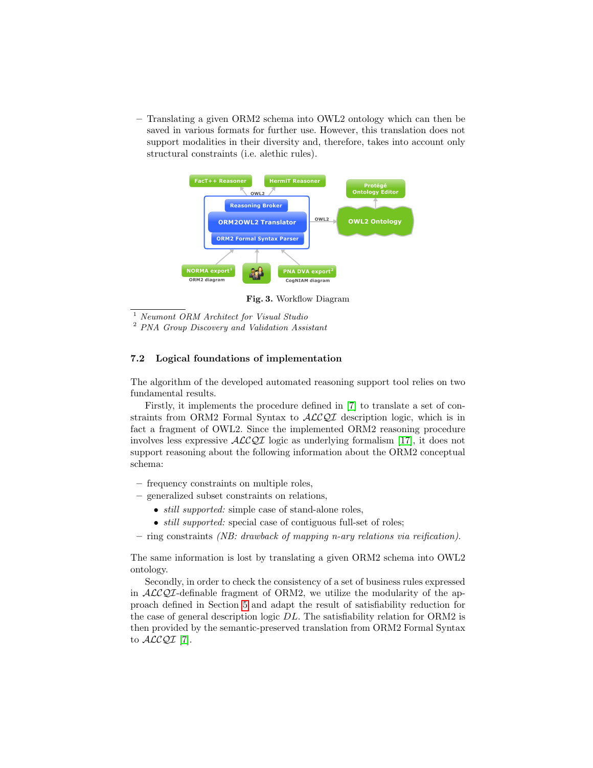– Translating a given ORM2 schema into OWL2 ontology which can then be saved in various formats for further use. However, this translation does not support modalities in their diversity and, therefore, takes into account only structural constraints (i.e. alethic rules).

**Fig. 3.** Workflow Diagram

[1] *Neumont ORM Architect for Visual Studio*
[2] *PNA Group Discovery and Validation Assistant*

### 7.2 Logical foundations of implementation

The algorithm of the developed automated reasoning support tool relies on two fundamental results.

Firstly, it implements the procedure defined in [7] to translate a set of constraints from ORM2 Formal Syntax to $\mathcal{ALCQI}$ description logic, which is in fact a fragment of OWL2. Since the implemented ORM2 reasoning procedure involves less expressive $\mathcal{ALCQI}$ logic as underlying formalism [17], it does not support reasoning about the following information about the ORM2 conceptual schema:

- frequency constraints on multiple roles,
- generalized subset constraints on relations,
  - *still supported:* simple case of stand-alone roles,
  - *still supported:* special case of contiguous full-set of roles;
- ring constraints *(NB: drawback of mapping n-ary relations via reification)*.

The same information is lost by translating a given ORM2 schema into OWL2 ontology.

Secondly, in order to check the consistency of a set of business rules expressed in $\mathcal{ALCQI}$-definable fragment of ORM2, we utilize the modularity of the approach defined in Section 5 and adapt the result of satisfiability reduction for the case of general description logic $DL$. The satisfiability relation for ORM2 is then provided by the semantic-preserved translation from ORM2 Formal Syntax to $\mathcal{ALCQI}$ [7].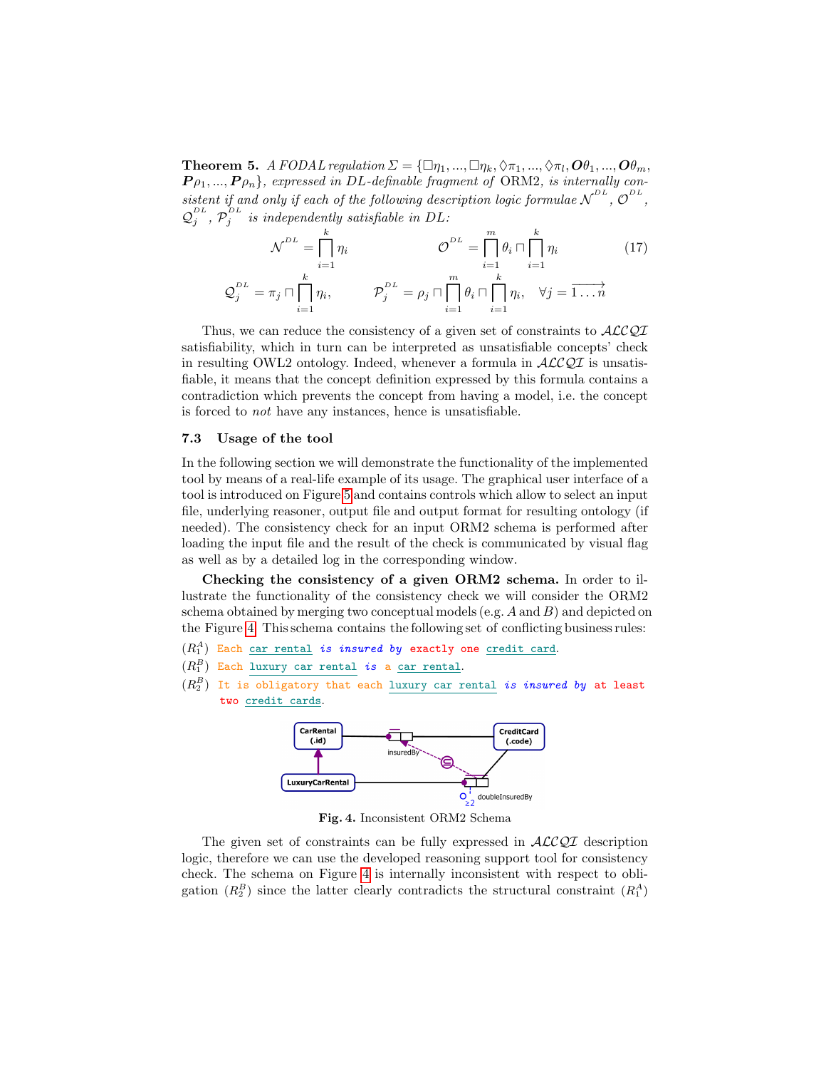**Theorem 5.** *A FODAL regulation* $\Sigma = \{\Box\eta_1, ..., \Box\eta_k, \Diamond\pi_1, ..., \Diamond\pi_l, \boldsymbol{O}\theta_1, ..., \boldsymbol{O}\theta_m, \boldsymbol{P}\rho_1, ..., \boldsymbol{P}\rho_n\}$*, expressed in DL-definable fragment of* ORM2*, is internally consistent if and only if each of the following description logic formulae* $\mathcal{N}^{DL}$*,* $\mathcal{O}^{DL}$*,* $\mathcal{Q}_j^{DL}$*,* $\mathcal{P}_j^{DL}$ *is independently satisfiable in DL:*

$$\mathcal{N}^{DL} = \prod_{i=1}^{k} \eta_i \qquad \mathcal{O}^{DL} = \prod_{i=1}^{m} \theta_i \sqcap \prod_{i=1}^{k} \eta_i \tag{17}$$

$$\mathcal{Q}_j^{DL} = \pi_j \sqcap \prod_{i=1}^{k} \eta_i, \qquad \mathcal{P}_j^{DL} = \rho_j \sqcap \prod_{i=1}^{m} \theta_i \sqcap \prod_{i=1}^{k} \eta_i, \quad \forall j = \overrightarrow{1 \ldots n}$$

Thus, we can reduce the consistency of a given set of constraints to $\mathcal{ALCQI}$ satisfiability, which in turn can be interpreted as unsatisfiable concepts' check in resulting OWL2 ontology. Indeed, whenever a formula in $\mathcal{ALCQI}$ is unsatisfiable, it means that the concept definition expressed by this formula contains a contradiction which prevents the concept from having a model, i.e. the concept is forced to *not* have any instances, hence is unsatisfiable.

### 7.3 Usage of the tool

In the following section we will demonstrate the functionality of the implemented tool by means of a real-life example of its usage. The graphical user interface of a tool is introduced on Figure 5 and contains controls which allow to select an input file, underlying reasoner, output file and output format for resulting ontology (if needed). The consistency check for an input ORM2 schema is performed after loading the input file and the result of the check is communicated by visual flag as well as by a detailed log in the corresponding window.

**Checking the consistency of a given ORM2 schema.** In order to illustrate the functionality of the consistency check we will consider the ORM2 schema obtained by merging two conceptual models (e.g. $A$ and $B$) and depicted on the Figure 4. This schema contains the following set of conflicting business rules:

($R_1^A$) Each car rental is insured by exactly one credit card.

($R_1^B$) Each luxury car rental is a car rental.

($R_2^B$) It is obligatory that each luxury car rental is insured by at least two credit cards.

**Fig. 4.** Inconsistent ORM2 Schema

The given set of constraints can be fully expressed in $\mathcal{ALCQI}$ description logic, therefore we can use the developed reasoning support tool for consistency check. The schema on Figure 4 is internally inconsistent with respect to obligation ($R_2^B$) since the latter clearly contradicts the structural constraint ($R_1^A$)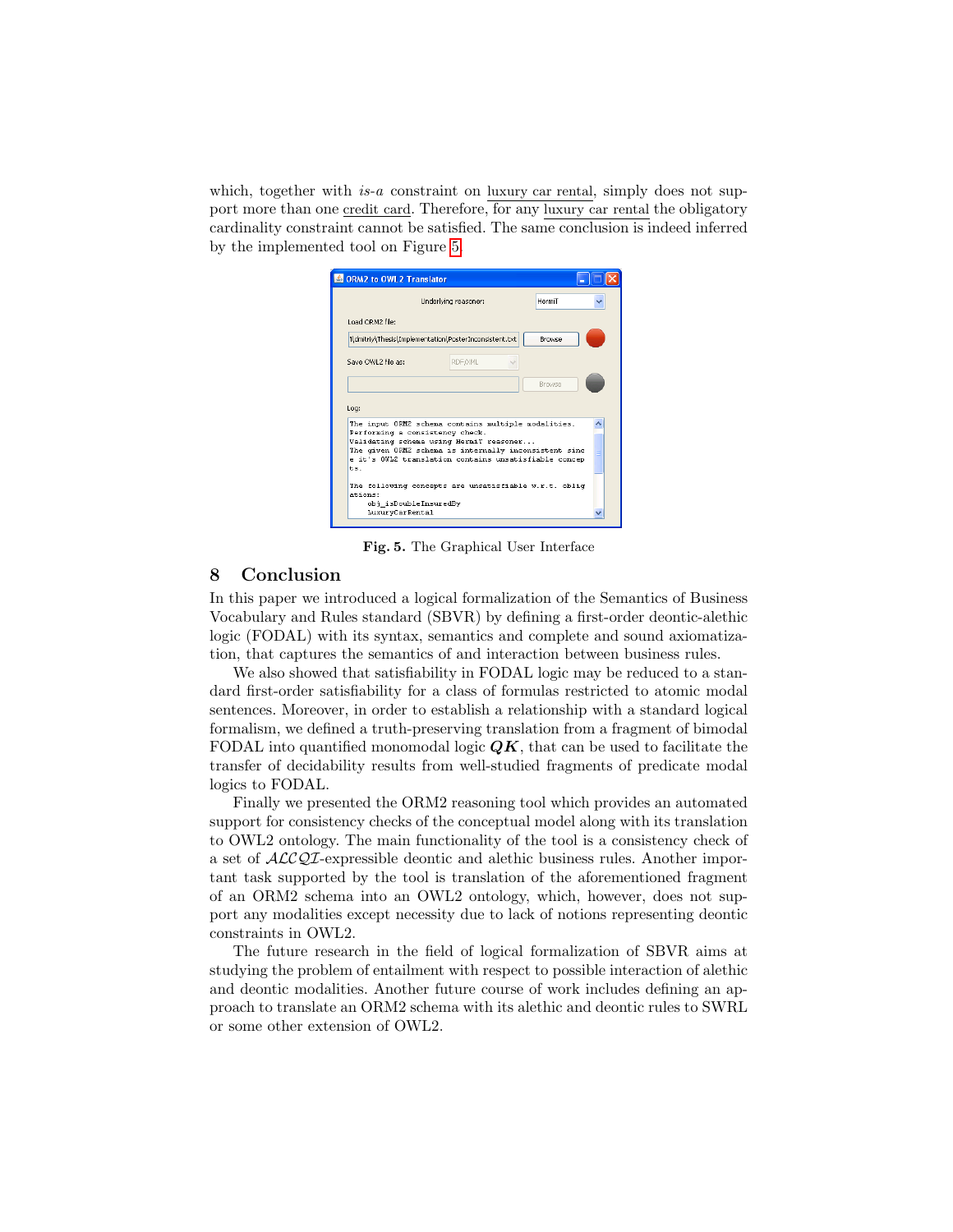which, together with *is-a* constraint on luxury car rental, simply does not support more than one credit card. Therefore, for any luxury car rental the obligatory cardinality constraint cannot be satisfied. The same conclusion is indeed inferred by the implemented tool on Figure 5.

**Fig. 5.** The Graphical User Interface

## 8 Conclusion

In this paper we introduced a logical formalization of the Semantics of Business Vocabulary and Rules standard (SBVR) by defining a first-order deontic-alethic logic (FODAL) with its syntax, semantics and complete and sound axiomatization, that captures the semantics of and interaction between business rules.

We also showed that satisfiability in FODAL logic may be reduced to a standard first-order satisfiability for a class of formulas restricted to atomic modal sentences. Moreover, in order to establish a relationship with a standard logical formalism, we defined a truth-preserving translation from a fragment of bimodal FODAL into quantified monomodal logic $\boldsymbol{QK}$, that can be used to facilitate the transfer of decidability results from well-studied fragments of predicate modal logics to FODAL.

Finally we presented the ORM2 reasoning tool which provides an automated support for consistency checks of the conceptual model along with its translation to OWL2 ontology. The main functionality of the tool is a consistency check of a set of $\mathcal{ALCQI}$-expressible deontic and alethic business rules. Another important task supported by the tool is translation of the aforementioned fragment of an ORM2 schema into an OWL2 ontology, which, however, does not support any modalities except necessity due to lack of notions representing deontic constraints in OWL2.

The future research in the field of logical formalization of SBVR aims at studying the problem of entailment with respect to possible interaction of alethic and deontic modalities. Another future course of work includes defining an approach to translate an ORM2 schema with its alethic and deontic rules to SWRL or some other extension of OWL2.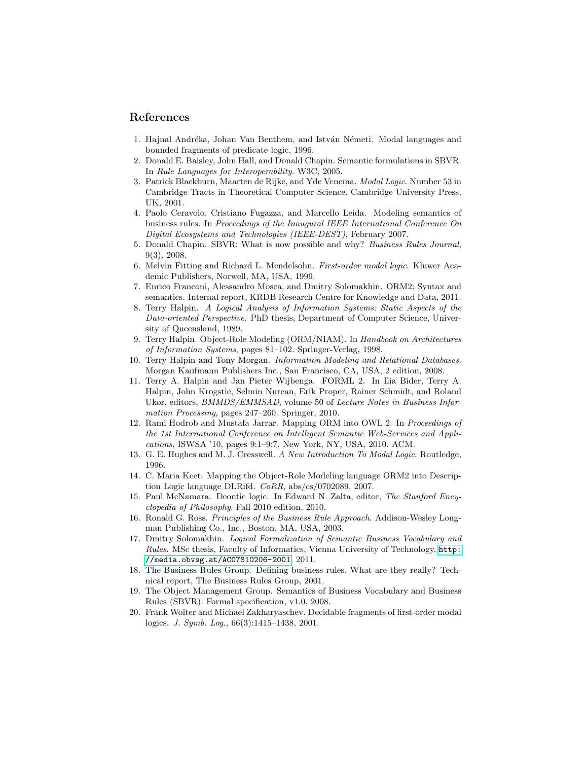## References

1. Hajnal Andréka, Johan Van Benthem, and István Németi. Modal languages and bounded fragments of predicate logic, 1996.
2. Donald E. Baisley, John Hall, and Donald Chapin. Semantic formulations in SBVR. In *Rule Languages for Interoperability*. W3C, 2005.
3. Patrick Blackburn, Maarten de Rijke, and Yde Venema. *Modal Logic*. Number 53 in Cambridge Tracts in Theoretical Computer Science. Cambridge University Press, UK, 2001.
4. Paolo Ceravolo, Cristiano Fugazza, and Marcello Leida. Modeling semantics of business rules. In *Proceedings of the Inaugural IEEE International Conference On Digital Ecosystems and Technologies (IEEE-DEST)*, February 2007.
5. Donald Chapin. SBVR: What is now possible and why? *Business Rules Journal*, 9(3), 2008.
6. Melvin Fitting and Richard L. Mendelsohn. *First-order modal logic*. Kluwer Academic Publishers, Norwell, MA, USA, 1999.
7. Enrico Franconi, Alessandro Mosca, and Dmitry Solomakhin. ORM2: Syntax and semantics. Internal report, KRDB Research Centre for Knowledge and Data, 2011.
8. Terry Halpin. *A Logical Analysis of Information Systems: Static Aspects of the Data-oriented Perspective*. PhD thesis, Department of Computer Science, University of Queensland, 1989.
9. Terry Halpin. Object-Role Modeling (ORM/NIAM). In *Handbook on Architectures of Information Systems*, pages 81–102. Springer-Verlag, 1998.
10. Terry Halpin and Tony Morgan. *Information Modeling and Relational Databases*. Morgan Kaufmann Publishers Inc., San Francisco, CA, USA, 2 edition, 2008.
11. Terry A. Halpin and Jan Pieter Wijbenga. FORML 2. In Ilia Bider, Terry A. Halpin, John Krogstie, Selmin Nurcan, Erik Proper, Rainer Schmidt, and Roland Ukor, editors, *BMMDS/EMMSAD*, volume 50 of *Lecture Notes in Business Information Processing*, pages 247–260. Springer, 2010.
12. Rami Hodrob and Mustafa Jarrar. Mapping ORM into OWL 2. In *Proceedings of the 1st International Conference on Intelligent Semantic Web-Services and Applications*, ISWSA '10, pages 9:1–9:7, New York, NY, USA, 2010. ACM.
13. G. E. Hughes and M. J. Cresswell. *A New Introduction To Modal Logic*. Routledge, 1996.
14. C. Maria Keet. Mapping the Object-Role Modeling language ORM2 into Description Logic language DLRifd. *CoRR*, abs/cs/0702089, 2007.
15. Paul McNamara. Deontic logic. In Edward N. Zalta, editor, *The Stanford Encyclopedia of Philosophy*. Fall 2010 edition, 2010.
16. Ronald G. Ross. *Principles of the Business Rule Approach*. Addison-Wesley Longman Publishing Co., Inc., Boston, MA, USA, 2003.
17. Dmitry Solomakhin. *Logical Formalization of Semantic Business Vocabulary and Rules*. MSc thesis, Faculty of Informatics, Vienna University of Technology, http://media.obvsg.at/AC07810206-2001, 2011.
18. The Business Rules Group. Defining business rules. What are they really? Technical report, The Business Rules Group, 2001.
19. The Object Management Group. Semantics of Business Vocabulary and Business Rules (SBVR). Formal specification, v1.0, 2008.
20. Frank Wolter and Michael Zakharyaschev. Decidable fragments of first-order modal logics. *J. Symb. Log.*, 66(3):1415–1438, 2001.